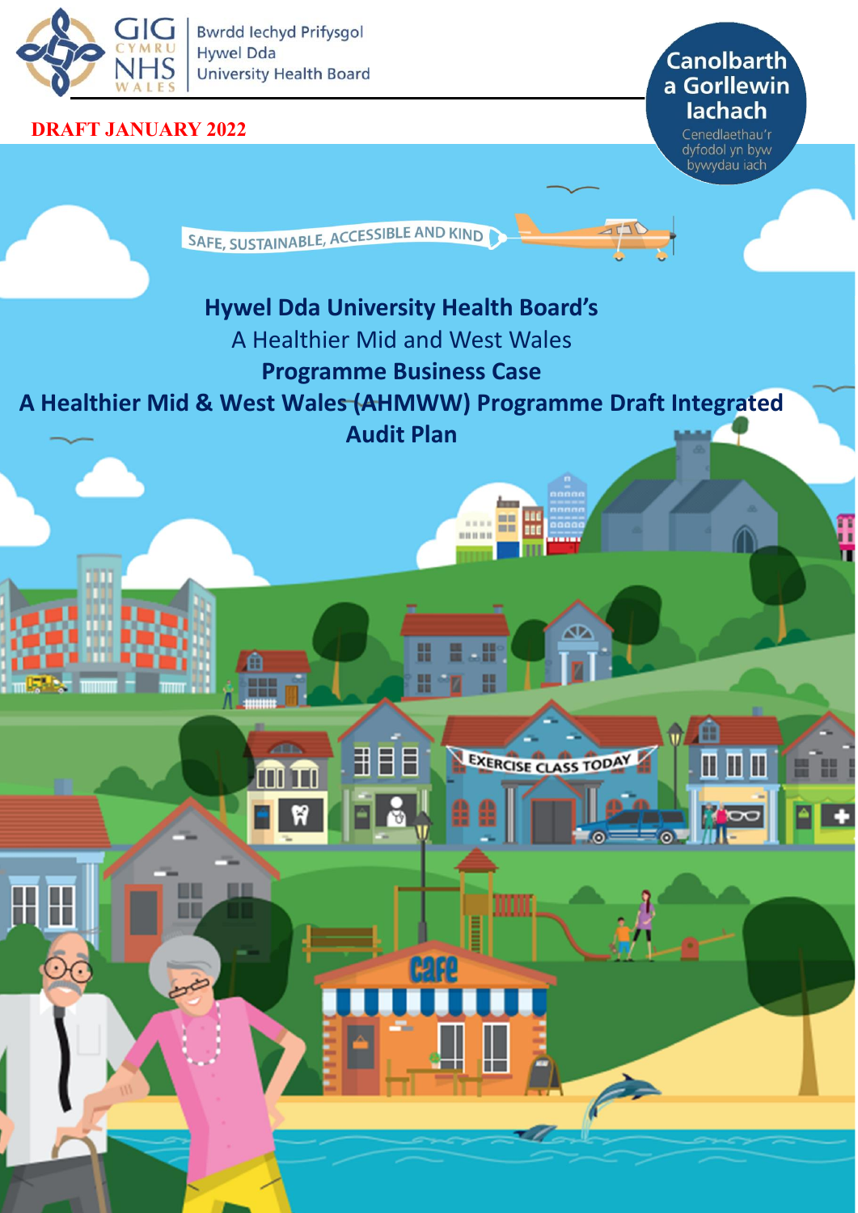Bwrdd Iechyd Prifysgol Hywel Dda University Health Board

**DRAFT JANUARY 2022**

Canolbarth a Gorllewin Iach

Cenedlaethau'r dyfodol yn byw bywydau iach

SAFE, SUSTAINABLE, ACCESSIBLE AND KIND

# Hywel Dda University Health Board's

A Healthier Mid and West Wales

**Programme Business Case**

# A Healthier Mid & West Wales (AHMWW) Programme Draft Integrated Audit Plan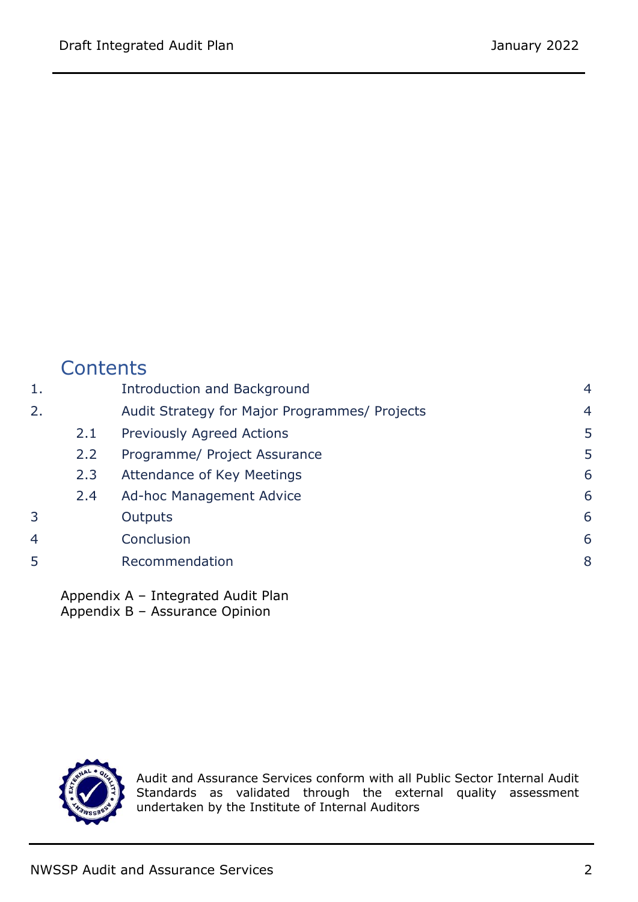# Contents

| | | |
|---|---|---|
| 1. | Introduction and Background | 4 |
| 2. | Audit Strategy for Major Programmes/ Projects | 4 |
| 2.1 | Previously Agreed Actions | 5 |
| 2.2 | Programme/ Project Assurance | 5 |
| 2.3 | Attendance of Key Meetings | 6 |
| 2.4 | Ad-hoc Management Advice | 6 |
| 3 | Outputs | 6 |
| 4 | Conclusion | 6 |
| 5 | Recommendation | 8 |

Appendix A – Integrated Audit Plan
Appendix B – Assurance Opinion

Audit and Assurance Services conform with all Public Sector Internal Audit Standards as validated through the external quality assessment undertaken by the Institute of Internal Auditors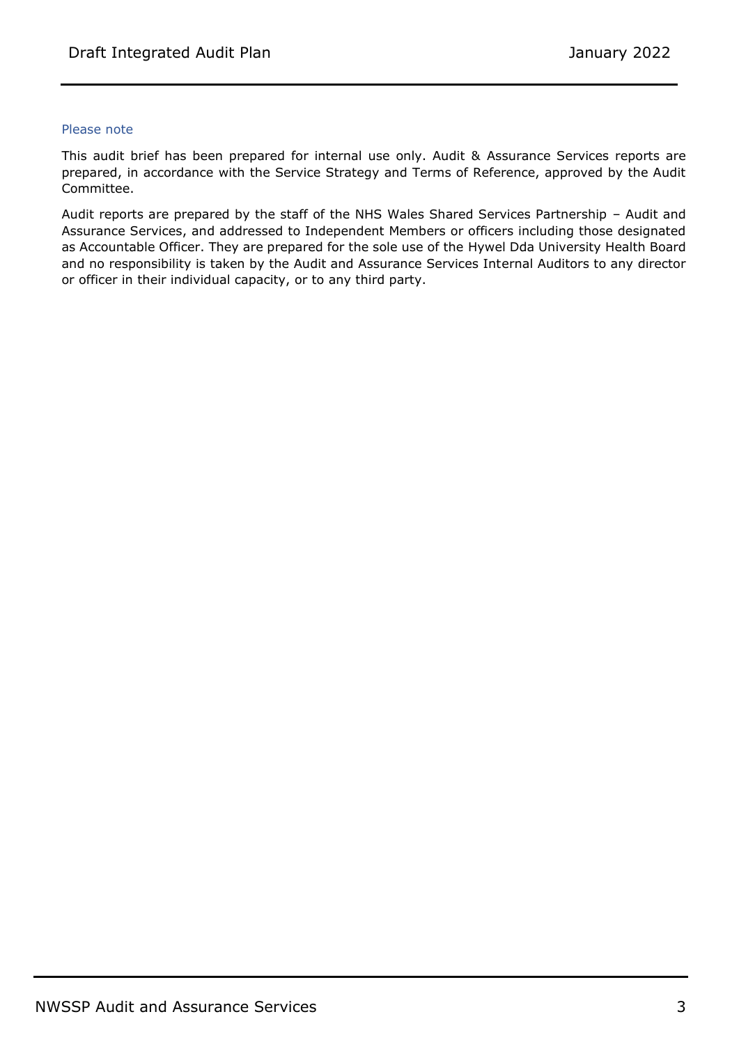Please note

This audit brief has been prepared for internal use only. Audit & Assurance Services reports are prepared, in accordance with the Service Strategy and Terms of Reference, approved by the Audit Committee.

Audit reports are prepared by the staff of the NHS Wales Shared Services Partnership – Audit and Assurance Services, and addressed to Independent Members or officers including those designated as Accountable Officer. They are prepared for the sole use of the Hywel Dda University Health Board and no responsibility is taken by the Audit and Assurance Services Internal Auditors to any director or officer in their individual capacity, or to any third party.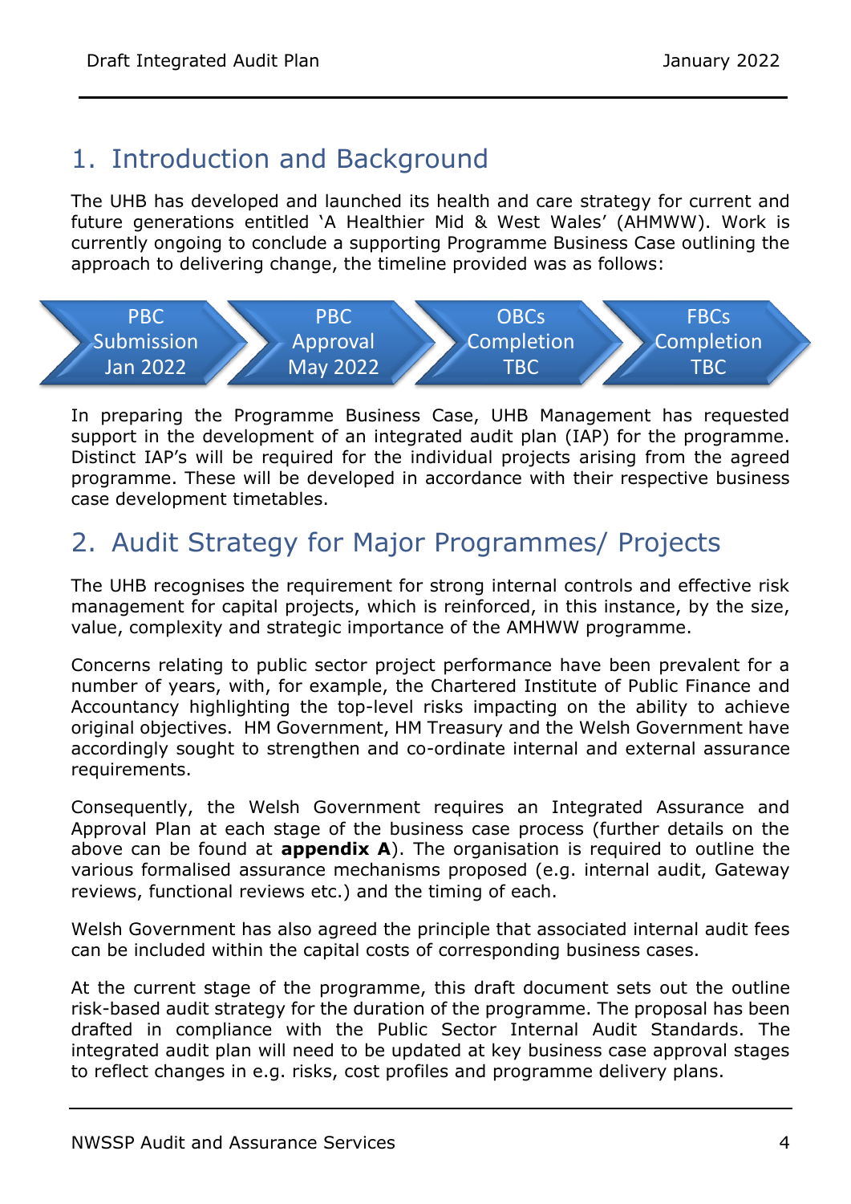## 1. Introduction and Background

The UHB has developed and launched its health and care strategy for current and future generations entitled 'A Healthier Mid & West Wales' (AHMWW). Work is currently ongoing to conclude a supporting Programme Business Case outlining the approach to delivering change, the timeline provided was as follows:

PBC Submission Jan 2022 → PBC Approval May 2022 → OBCs Completion TBC → FBCs Completion TBC

In preparing the Programme Business Case, UHB Management has requested support in the development of an integrated audit plan (IAP) for the programme. Distinct IAP's will be required for the individual projects arising from the agreed programme. These will be developed in accordance with their respective business case development timetables.

## 2. Audit Strategy for Major Programmes/ Projects

The UHB recognises the requirement for strong internal controls and effective risk management for capital projects, which is reinforced, in this instance, by the size, value, complexity and strategic importance of the AMHWW programme.

Concerns relating to public sector project performance have been prevalent for a number of years, with, for example, the Chartered Institute of Public Finance and Accountancy highlighting the top-level risks impacting on the ability to achieve original objectives. HM Government, HM Treasury and the Welsh Government have accordingly sought to strengthen and co-ordinate internal and external assurance requirements.

Consequently, the Welsh Government requires an Integrated Assurance and Approval Plan at each stage of the business case process (further details on the above can be found at **appendix A**). The organisation is required to outline the various formalised assurance mechanisms proposed (e.g. internal audit, Gateway reviews, functional reviews etc.) and the timing of each.

Welsh Government has also agreed the principle that associated internal audit fees can be included within the capital costs of corresponding business cases.

At the current stage of the programme, this draft document sets out the outline risk-based audit strategy for the duration of the programme. The proposal has been drafted in compliance with the Public Sector Internal Audit Standards. The integrated audit plan will need to be updated at key business case approval stages to reflect changes in e.g. risks, cost profiles and programme delivery plans.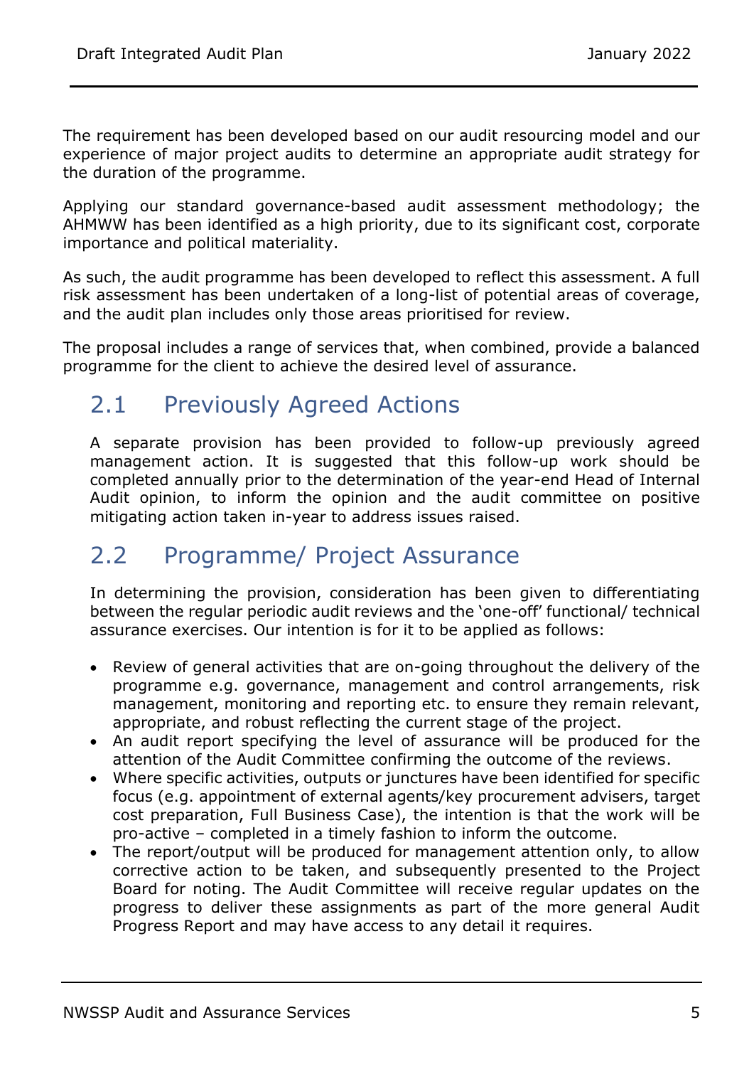The requirement has been developed based on our audit resourcing model and our experience of major project audits to determine an appropriate audit strategy for the duration of the programme.

Applying our standard governance-based audit assessment methodology; the AHMWW has been identified as a high priority, due to its significant cost, corporate importance and political materiality.

As such, the audit programme has been developed to reflect this assessment. A full risk assessment has been undertaken of a long-list of potential areas of coverage, and the audit plan includes only those areas prioritised for review.

The proposal includes a range of services that, when combined, provide a balanced programme for the client to achieve the desired level of assurance.

## 2.1 Previously Agreed Actions

A separate provision has been provided to follow-up previously agreed management action. It is suggested that this follow-up work should be completed annually prior to the determination of the year-end Head of Internal Audit opinion, to inform the opinion and the audit committee on positive mitigating action taken in-year to address issues raised.

## 2.2 Programme/ Project Assurance

In determining the provision, consideration has been given to differentiating between the regular periodic audit reviews and the 'one-off' functional/ technical assurance exercises. Our intention is for it to be applied as follows:

- Review of general activities that are on-going throughout the delivery of the programme e.g. governance, management and control arrangements, risk management, monitoring and reporting etc. to ensure they remain relevant, appropriate, and robust reflecting the current stage of the project.
- An audit report specifying the level of assurance will be produced for the attention of the Audit Committee confirming the outcome of the reviews.
- Where specific activities, outputs or junctures have been identified for specific focus (e.g. appointment of external agents/key procurement advisers, target cost preparation, Full Business Case), the intention is that the work will be pro-active – completed in a timely fashion to inform the outcome.
- The report/output will be produced for management attention only, to allow corrective action to be taken, and subsequently presented to the Project Board for noting. The Audit Committee will receive regular updates on the progress to deliver these assignments as part of the more general Audit Progress Report and may have access to any detail it requires.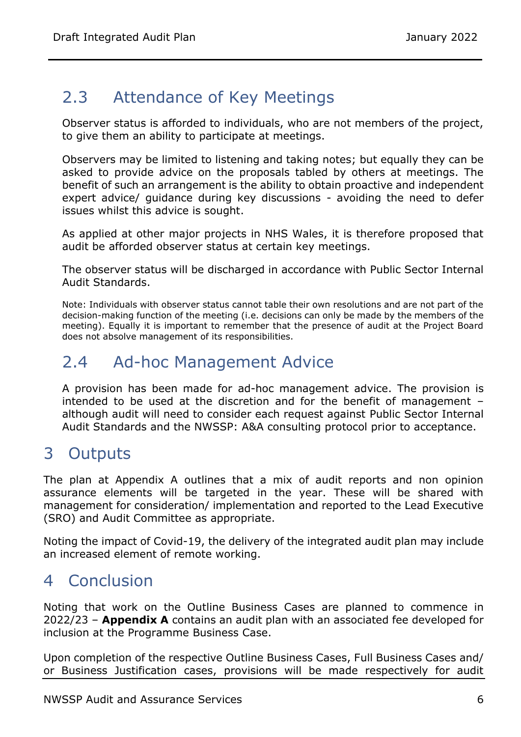## 2.3 Attendance of Key Meetings

Observer status is afforded to individuals, who are not members of the project, to give them an ability to participate at meetings.

Observers may be limited to listening and taking notes; but equally they can be asked to provide advice on the proposals tabled by others at meetings. The benefit of such an arrangement is the ability to obtain proactive and independent expert advice/ guidance during key discussions - avoiding the need to defer issues whilst this advice is sought.

As applied at other major projects in NHS Wales, it is therefore proposed that audit be afforded observer status at certain key meetings.

The observer status will be discharged in accordance with Public Sector Internal Audit Standards.

Note: Individuals with observer status cannot table their own resolutions and are not part of the decision-making function of the meeting (i.e. decisions can only be made by the members of the meeting). Equally it is important to remember that the presence of audit at the Project Board does not absolve management of its responsibilities.

## 2.4 Ad-hoc Management Advice

A provision has been made for ad-hoc management advice. The provision is intended to be used at the discretion and for the benefit of management – although audit will need to consider each request against Public Sector Internal Audit Standards and the NWSSP: A&A consulting protocol prior to acceptance.

# 3 Outputs

The plan at Appendix A outlines that a mix of audit reports and non opinion assurance elements will be targeted in the year. These will be shared with management for consideration/ implementation and reported to the Lead Executive (SRO) and Audit Committee as appropriate.

Noting the impact of Covid-19, the delivery of the integrated audit plan may include an increased element of remote working.

# 4 Conclusion

Noting that work on the Outline Business Cases are planned to commence in 2022/23 – **Appendix A** contains an audit plan with an associated fee developed for inclusion at the Programme Business Case.

Upon completion of the respective Outline Business Cases, Full Business Cases and/ or Business Justification cases, provisions will be made respectively for audit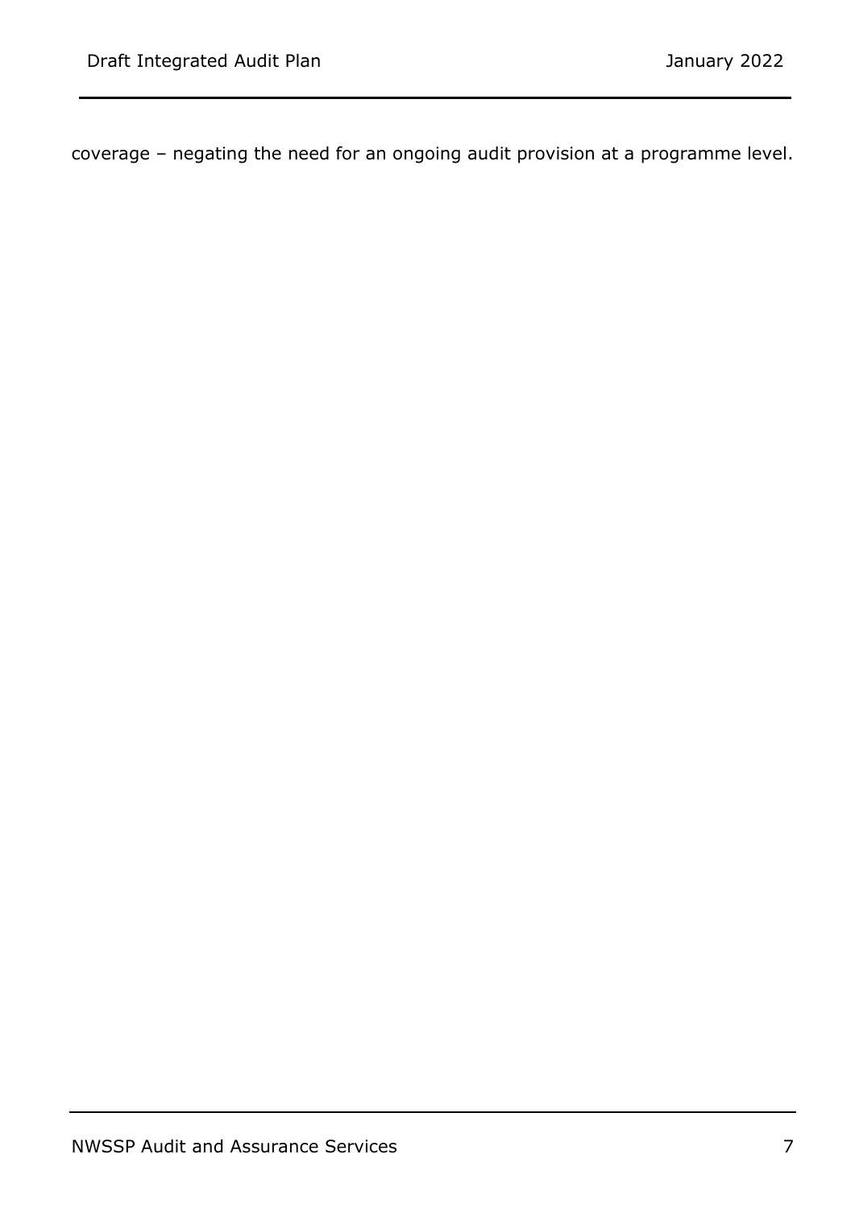coverage – negating the need for an ongoing audit provision at a programme level.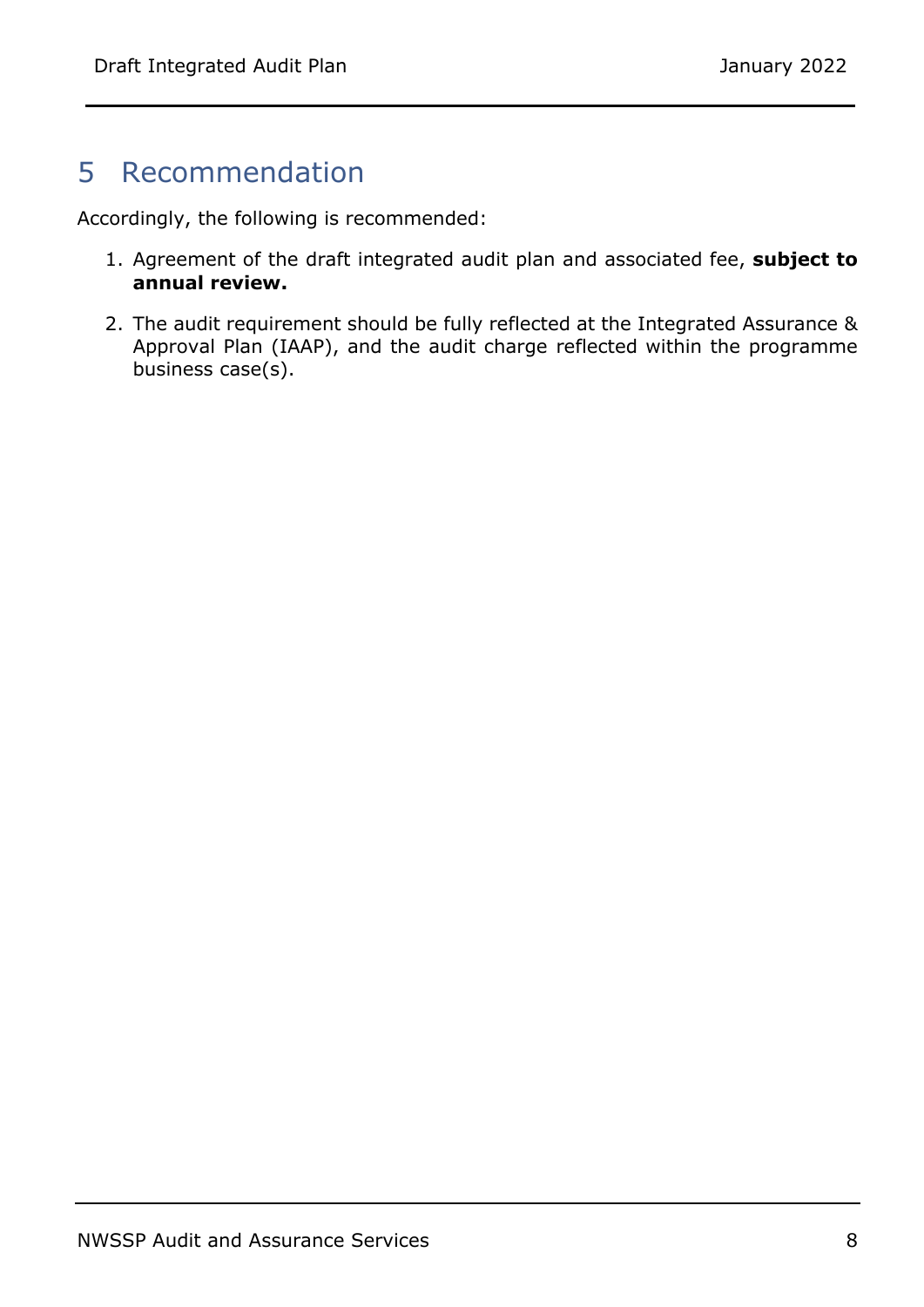## 5 Recommendation

Accordingly, the following is recommended:

1. Agreement of the draft integrated audit plan and associated fee, **subject to annual review.**
2. The audit requirement should be fully reflected at the Integrated Assurance & Approval Plan (IAAP), and the audit charge reflected within the programme business case(s).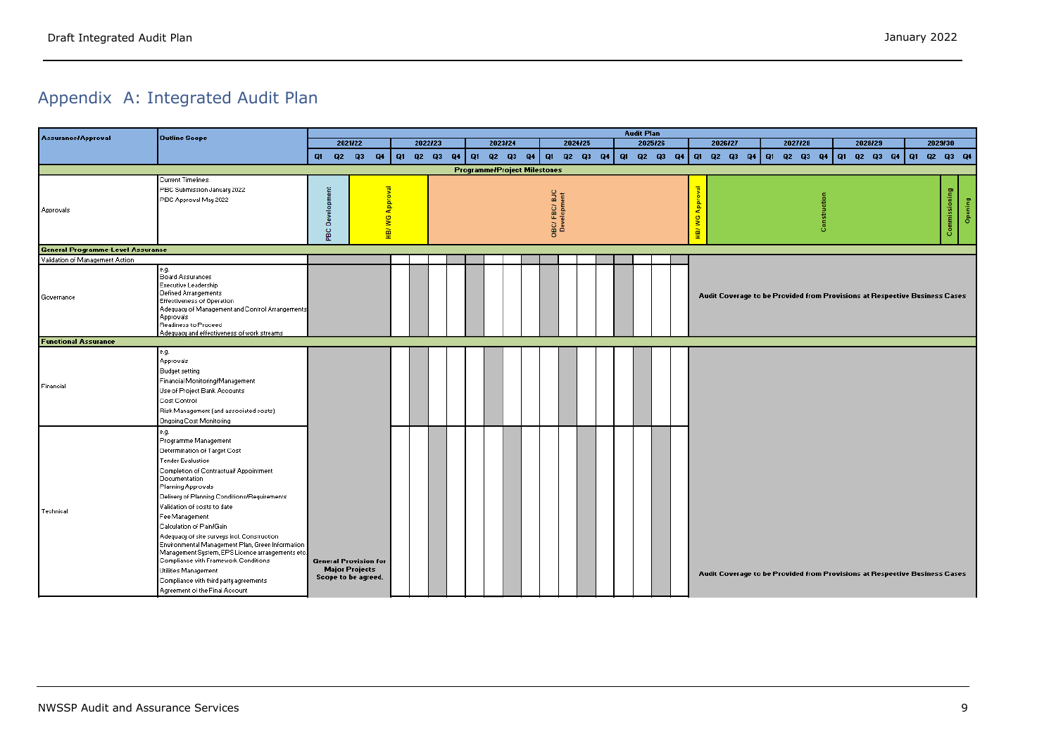## Appendix A: Integrated Audit Plan

| Assurance/Approval | Outline Scope | Audit Plan 2021/22 (Q1–Q4) | 2022/23 (Q1–Q4) | 2023/24 (Q1–Q4) | 2024/25 (Q1–Q4) | 2025/26 (Q1–Q4) | 2026/27 (Q1–Q4) | 2027/28 (Q1–Q4) | 2028/29 (Q1–Q4) | 2029/30 (Q1–Q4) |
|---|---|---|---|---|---|---|---|---|---|---|
| **Programme/Project Milestones** | | | | | | | | | | |
| Approvals | Current Timelines:<br>PBC Submission January 2022<br>PBC Approval May 2022 | PBC Development; HB/ WG Approval | HB/ WG Approval | OBC/ FBC/ BJC Development | OBC/ FBC/ BJC Development | OBC/ FBC/ BJC Development | HB/ WG Approval; Construction | Construction | Construction | Construction; Commissioning; Opening |
| **General Programme-Level Assurance** | | | | | | | | | | |
| Validation of Management Action | | | | | | | Audit Coverage to be Provided from Provisions at Respective Business Cases | | | |
| Governance | e.g.<br>Board Assurances<br>Executive Leadership<br>Defined Arrangements<br>Effectiveness of Operation<br>Adequacy of Management and Control Arrangements<br>Approvals<br>Readiness to Proceed<br>Adequacy and effectiveness of work streams | | | | | | | | | |
| **Functional Assurance** | | | | | | | | | | |
| Financial | e.g.<br>Approvals<br>Budget setting<br>Financial Monitoring/Management<br>Use of Project Bank Accounts<br>Cost Control<br>Risk Management (and associated costs)<br>Ongoing Cost Monitoring | General Provision for Major Projects Scope to be agreed. | | | | | Audit Coverage to be Provided from Provisions at Respective Business Cases | | | |
| Technical | e.g.<br>Programme Management<br>Determination of Target Cost<br>Tender Evaluation<br>Completion of Contractual Appointment Documentation<br>Planning Approvals<br>Delivery of Planning Conditions/Requirements<br>Validation of costs to date<br>Fee Management<br>Calculation of Pain/Gain<br>Adequacy of site surveys incl. Construction Environmental Management Plan, Green Information Management System, EPS Licence arrangements etc.<br>Compliance with Framework Conditions<br>Utilities Management<br>Compliance with third party agreements<br>Agreement of the Final Account | | | | | | | | | |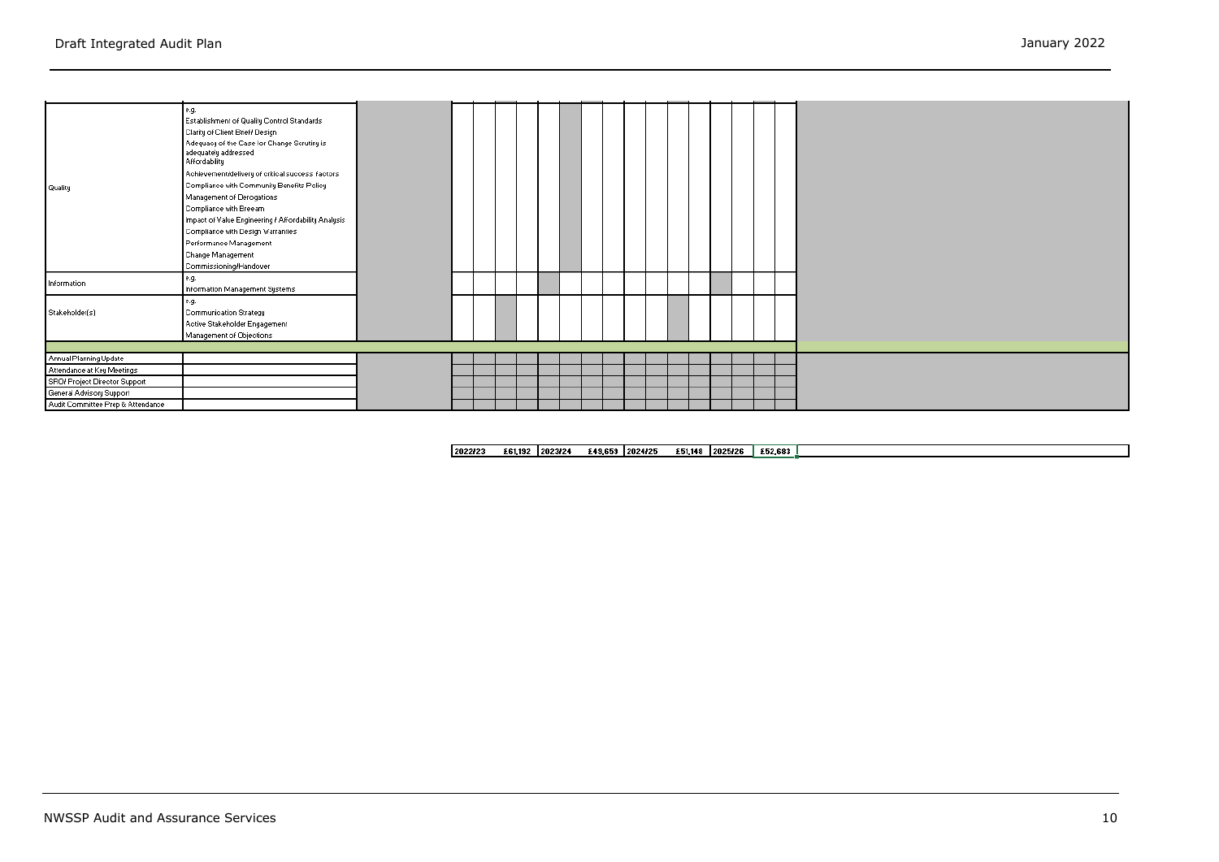| | | | | | | | | | | | | | | | | | | |
|---|---|---|---|---|---|---|---|---|---|---|---|---|---|---|---|---|---|---|
| Quality | e.g.<br>Establishment of Quality Control Standards<br>Clarity of Client Brief/ Design<br>Adequacy of the Case for Change Scrutiny is adequately addressed<br>Affordability<br>Achievement/delivery of critical success factors<br>Compliance with Community Benefits Policy<br>Management of Derogations<br>Compliance with Breeam<br>Impact of Value Engineering / Affordability Analysis<br>Compliance with Design Warranties<br>Performance Management<br>Change Management<br>Commissioning/Handover | | | | | | | | | | | | | | | | | | |
| Information | e.g.<br>Information Management Systems | | | | | | | | | | | | | | | | | | |
| Stakeholder(s) | e.g.<br>Communication Strategy<br>Active Stakeholder Engagement<br>Management of Objections | | | | | | | | | | | | | | | | | | |
| | | | | | | | | | | | | | | | | | | | |
| Annual Planning Update | | | | | | | | | | | | | | | | | | | |
| Attendance at Key Meetings | | | | | | | | | | | | | | | | | | | |
| SRO/ Project Director Support | | | | | | | | | | | | | | | | | | | |
| General Advisory Support | | | | | | | | | | | | | | | | | | | |
| Audit Committee Prep & Attendance | | | | | | | | | | | | | | | | | | | |

| 2022/23 | £61,192 | 2023/24 | £49,659 | 2024/25 | £51,148 | 2025/26 | £52,683 | |
|---|---|---|---|---|---|---|---|---|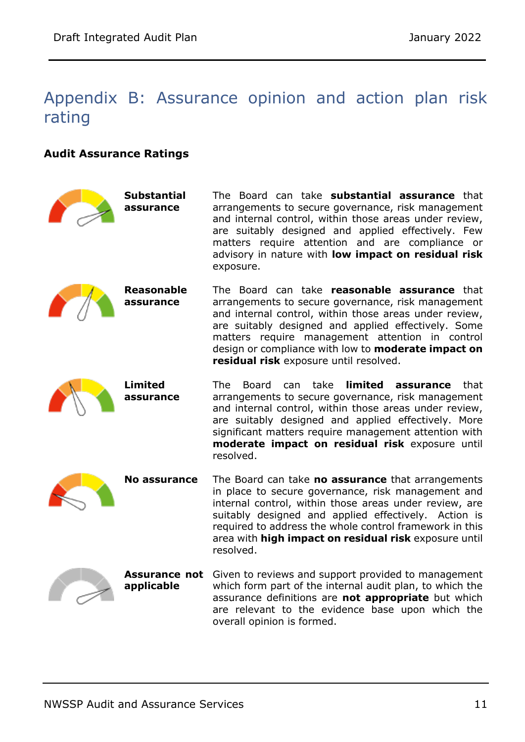# Appendix B: Assurance opinion and action plan risk rating

**Audit Assurance Ratings**

| Rating | Description |
|---|---|
| **Substantial assurance** | The Board can take **substantial assurance** that arrangements to secure governance, risk management and internal control, within those areas under review, are suitably designed and applied effectively. Few matters require attention and are compliance or advisory in nature with **low impact on residual risk** exposure. |
| **Reasonable assurance** | The Board can take **reasonable assurance** that arrangements to secure governance, risk management and internal control, within those areas under review, are suitably designed and applied effectively. Some matters require management attention in control design or compliance with low to **moderate impact on residual risk** exposure until resolved. |
| **Limited assurance** | The Board can take **limited assurance** that arrangements to secure governance, risk management and internal control, within those areas under review, are suitably designed and applied effectively. More significant matters require management attention with **moderate impact on residual risk** exposure until resolved. |
| **No assurance** | The Board can take **no assurance** that arrangements in place to secure governance, risk management and internal control, within those areas under review, are suitably designed and applied effectively. Action is required to address the whole control framework in this area with **high impact on residual risk** exposure until resolved. |
| **Assurance not applicable** | Given to reviews and support provided to management which form part of the internal audit plan, to which the assurance definitions are **not appropriate** but which are relevant to the evidence base upon which the overall opinion is formed. |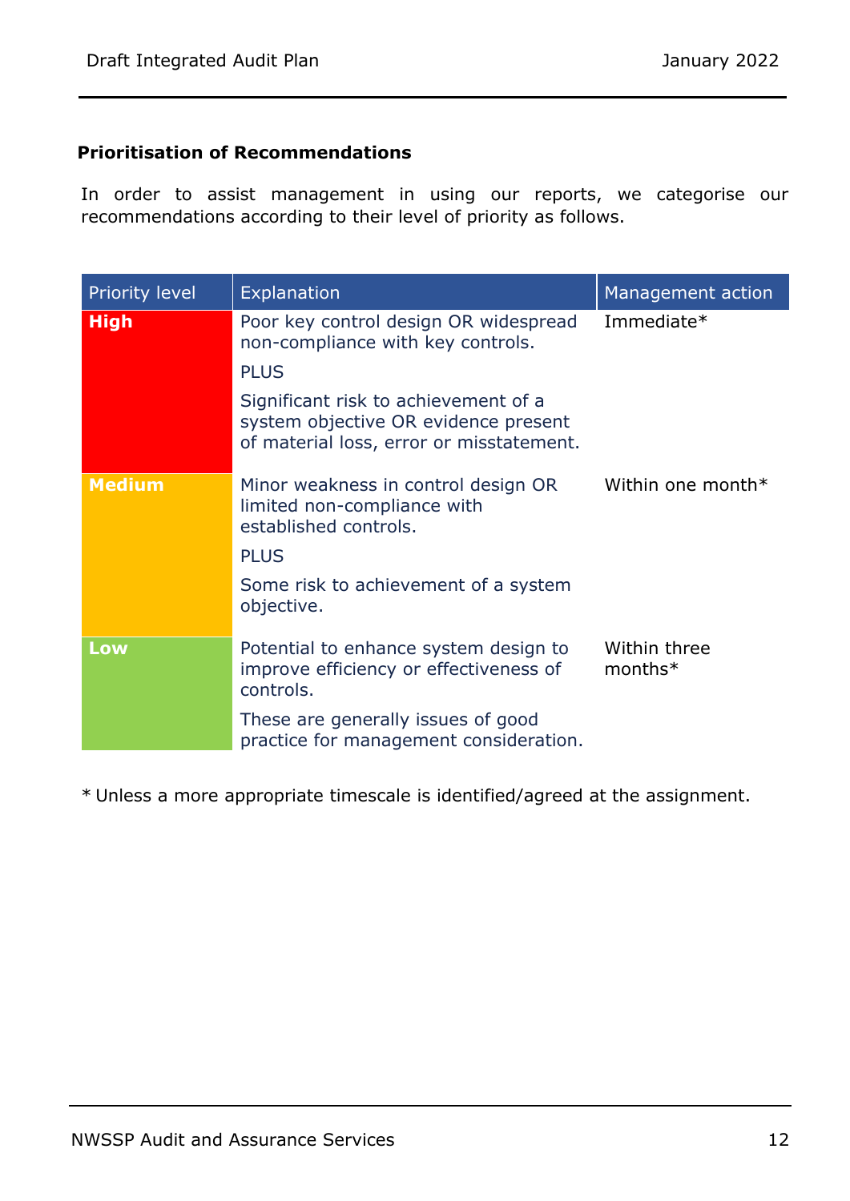### Prioritisation of Recommendations

In order to assist management in using our reports, we categorise our recommendations according to their level of priority as follows.

| Priority level | Explanation | Management action |
|---|---|---|
| **High** | Poor key control design OR widespread non-compliance with key controls.<br>PLUS<br>Significant risk to achievement of a system objective OR evidence present of material loss, error or misstatement. | Immediate* |
| **Medium** | Minor weakness in control design OR limited non-compliance with established controls.<br>PLUS<br>Some risk to achievement of a system objective. | Within one month* |
| **Low** | Potential to enhance system design to improve efficiency or effectiveness of controls.<br>These are generally issues of good practice for management consideration. | Within three months* |

* Unless a more appropriate timescale is identified/agreed at the assignment.